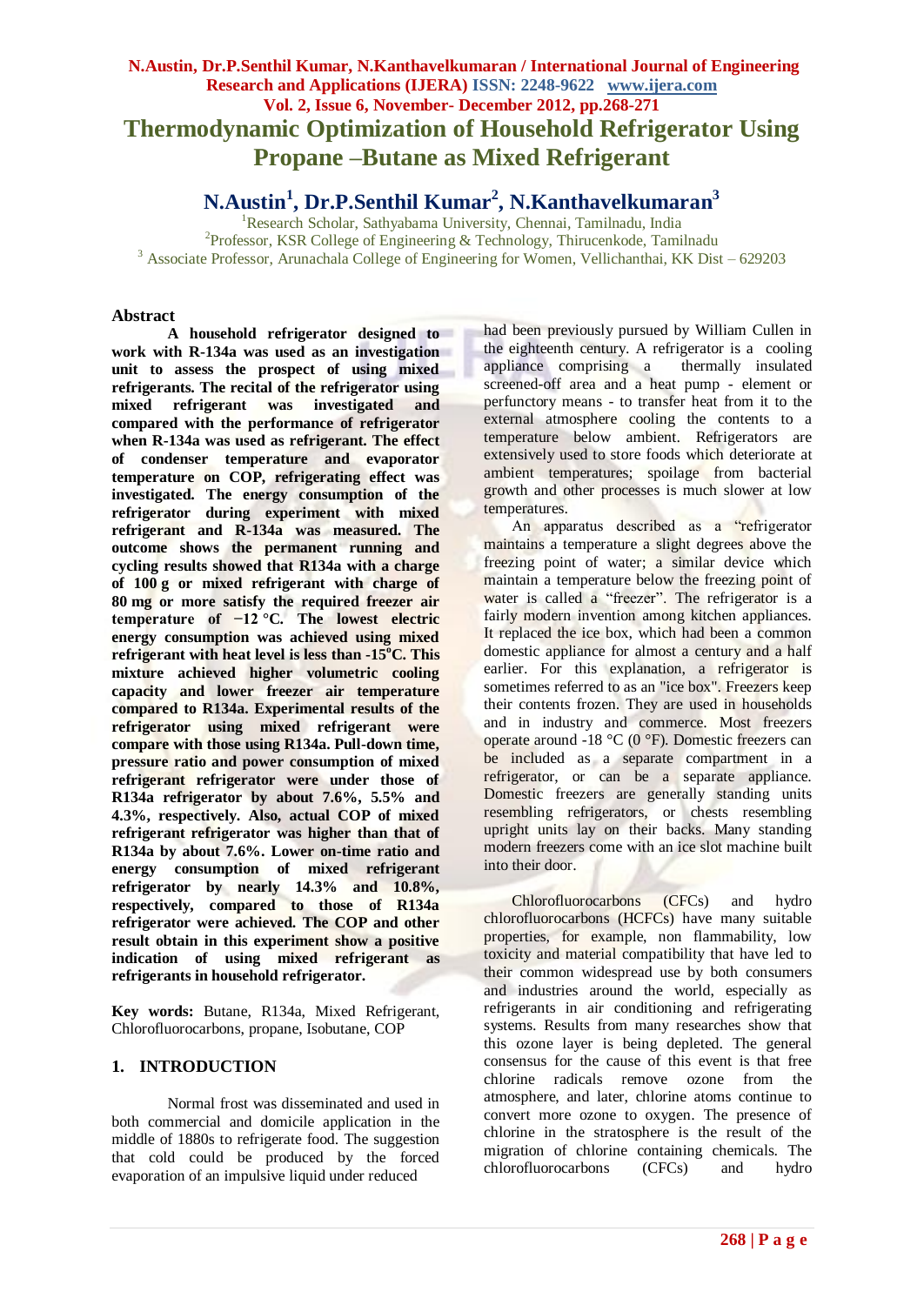# Thermodynamic Optimization of Household Refrigerator Using Propane –Butane as Mixed Refrigerant

**N.Austin[1], Dr.P.Senthil Kumar[2], N.Kanthavelkumaran[3]**

[1]Research Scholar, Sathyabama University, Chennai, Tamilnadu, India
[2]Professor, KSR College of Engineering & Technology, Thirucenkode, Tamilnadu
[3] Associate Professor, Arunachala College of Engineering for Women, Vellichanthai, KK Dist – 629203

## Abstract

**A household refrigerator designed to work with R-134a was used as an investigation unit to assess the prospect of using mixed refrigerants. The recital of the refrigerator using mixed refrigerant was investigated and compared with the performance of refrigerator when R-134a was used as refrigerant. The effect of condenser temperature and evaporator temperature on COP, refrigerating effect was investigated. The energy consumption of the refrigerator during experiment with mixed refrigerant and R-134a was measured. The outcome shows the permanent running and cycling results showed that R134a with a charge of 100 g or mixed refrigerant with charge of 80 mg or more satisfy the required freezer air temperature of −12 °C. The lowest electric energy consumption was achieved using mixed refrigerant with heat level is less than -15°C. This mixture achieved higher volumetric cooling capacity and lower freezer air temperature compared to R134a. Experimental results of the refrigerator using mixed refrigerant were compare with those using R134a. Pull-down time, pressure ratio and power consumption of mixed refrigerant refrigerator were under those of R134a refrigerator by about 7.6%, 5.5% and 4.3%, respectively. Also, actual COP of mixed refrigerant refrigerator was higher than that of R134a by about 7.6%. Lower on-time ratio and energy consumption of mixed refrigerant refrigerator by nearly 14.3% and 10.8%, respectively, compared to those of R134a refrigerator were achieved. The COP and other result obtain in this experiment show a positive indication of using mixed refrigerant as refrigerants in household refrigerator.**

**Key words:** Butane, R134a, Mixed Refrigerant, Chlorofluorocarbons, propane, Isobutane, COP

## 1. INTRODUCTION

Normal frost was disseminated and used in both commercial and domicile application in the middle of 1880s to refrigerate food. The suggestion that cold could be produced by the forced evaporation of an impulsive liquid under reduced had been previously pursued by William Cullen in the eighteenth century. A refrigerator is a cooling appliance comprising a thermally insulated screened-off area and a heat pump - element or perfunctory means - to transfer heat from it to the external atmosphere cooling the contents to a temperature below ambient. Refrigerators are extensively used to store foods which deteriorate at ambient temperatures; spoilage from bacterial growth and other processes is much slower at low temperatures.

An apparatus described as a "refrigerator maintains a temperature a slight degrees above the freezing point of water; a similar device which maintain a temperature below the freezing point of water is called a "freezer". The refrigerator is a fairly modern invention among kitchen appliances. It replaced the ice box, which had been a common domestic appliance for almost a century and a half earlier. For this explanation, a refrigerator is sometimes referred to as an "ice box". Freezers keep their contents frozen. They are used in households and in industry and commerce. Most freezers operate around -18 °C (0 °F). Domestic freezers can be included as a separate compartment in a refrigerator, or can be a separate appliance. Domestic freezers are generally standing units resembling refrigerators, or chests resembling upright units lay on their backs. Many standing modern freezers come with an ice slot machine built into their door.

Chlorofluorocarbons (CFCs) and hydro chlorofluorocarbons (HCFCs) have many suitable properties, for example, non flammability, low toxicity and material compatibility that have led to their common widespread use by both consumers and industries around the world, especially as refrigerants in air conditioning and refrigerating systems. Results from many researches show that this ozone layer is being depleted. The general consensus for the cause of this event is that free chlorine radicals remove ozone from the atmosphere, and later, chlorine atoms continue to convert more ozone to oxygen. The presence of chlorine in the stratosphere is the result of the migration of chlorine containing chemicals. The chlorofluorocarbons (CFCs) and hydro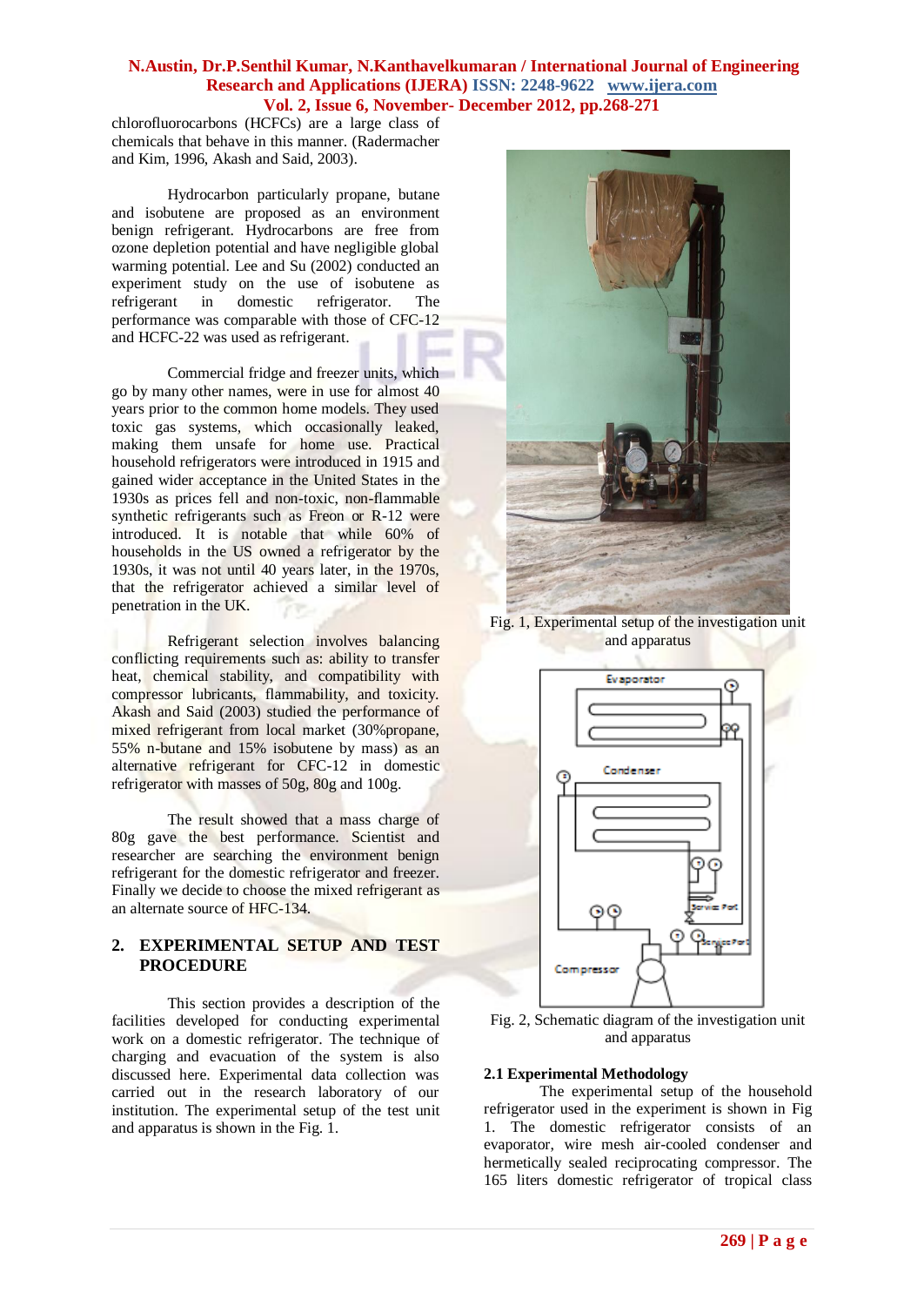chlorofluorocarbons (HCFCs) are a large class of chemicals that behave in this manner. (Radermacher and Kim, 1996, Akash and Said, 2003).

Hydrocarbon particularly propane, butane and isobutene are proposed as an environment benign refrigerant. Hydrocarbons are free from ozone depletion potential and have negligible global warming potential. Lee and Su (2002) conducted an experiment study on the use of isobutene as refrigerant in domestic refrigerator. The performance was comparable with those of CFC-12 and HCFC-22 was used as refrigerant.

Commercial fridge and freezer units, which go by many other names, were in use for almost 40 years prior to the common home models. They used toxic gas systems, which occasionally leaked, making them unsafe for home use. Practical household refrigerators were introduced in 1915 and gained wider acceptance in the United States in the 1930s as prices fell and non-toxic, non-flammable synthetic refrigerants such as Freon or R-12 were introduced. It is notable that while 60% of households in the US owned a refrigerator by the 1930s, it was not until 40 years later, in the 1970s, that the refrigerator achieved a similar level of penetration in the UK.

Refrigerant selection involves balancing conflicting requirements such as: ability to transfer heat, chemical stability, and compatibility with compressor lubricants, flammability, and toxicity. Akash and Said (2003) studied the performance of mixed refrigerant from local market (30%propane, 55% n-butane and 15% isobutene by mass) as an alternative refrigerant for CFC-12 in domestic refrigerator with masses of 50g, 80g and 100g.

The result showed that a mass charge of 80g gave the best performance. Scientist and researcher are searching the environment benign refrigerant for the domestic refrigerator and freezer. Finally we decide to choose the mixed refrigerant as an alternate source of HFC-134.

## 2. EXPERIMENTAL SETUP AND TEST PROCEDURE

This section provides a description of the facilities developed for conducting experimental work on a domestic refrigerator. The technique of charging and evacuation of the system is also discussed here. Experimental data collection was carried out in the research laboratory of our institution. The experimental setup of the test unit and apparatus is shown in the Fig. 1.

Fig. 1, Experimental setup of the investigation unit and apparatus

Fig. 2, Schematic diagram of the investigation unit and apparatus

### 2.1 Experimental Methodology

The experimental setup of the household refrigerator used in the experiment is shown in Fig 1. The domestic refrigerator consists of an evaporator, wire mesh air-cooled condenser and hermetically sealed reciprocating compressor. The 165 liters domestic refrigerator of tropical class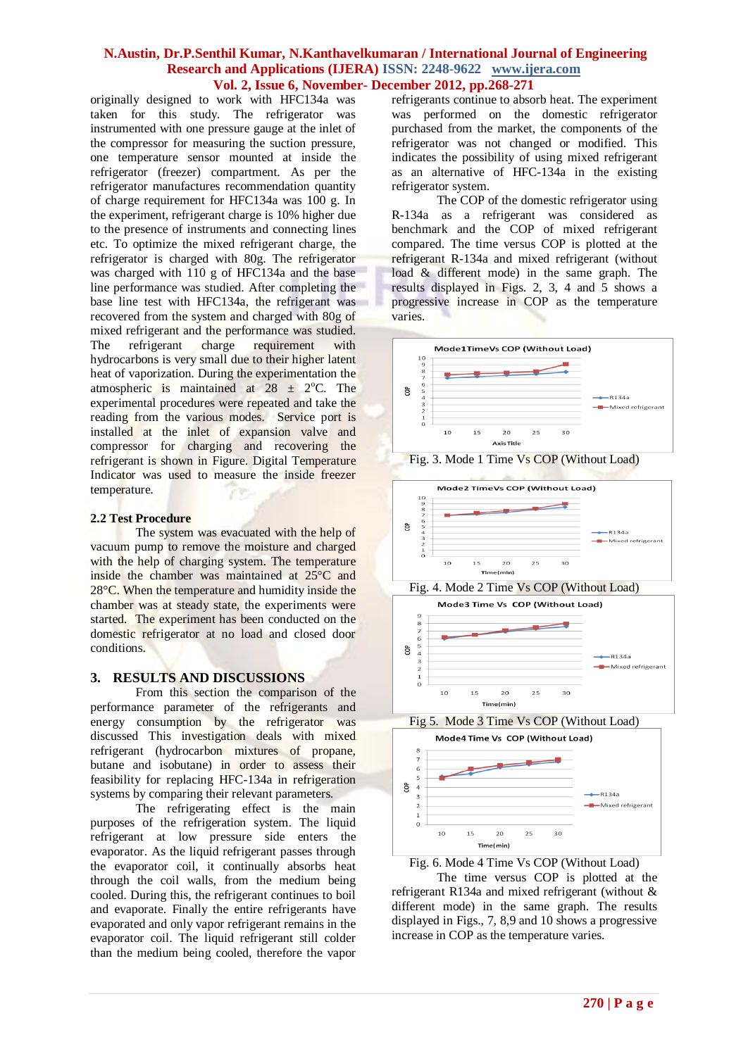originally designed to work with HFC134a was taken for this study. The refrigerator was instrumented with one pressure gauge at the inlet of the compressor for measuring the suction pressure, one temperature sensor mounted at inside the refrigerator (freezer) compartment. As per the refrigerator manufactures recommendation quantity of charge requirement for HFC134a was 100 g. In the experiment, refrigerant charge is 10% higher due to the presence of instruments and connecting lines etc. To optimize the mixed refrigerant charge, the refrigerator is charged with 80g. The refrigerator was charged with 110 g of HFC134a and the base line performance was studied. After completing the base line test with HFC134a, the refrigerant was recovered from the system and charged with 80g of mixed refrigerant and the performance was studied. The refrigerant charge requirement with hydrocarbons is very small due to their higher latent heat of vaporization. During the experimentation the atmospheric is maintained at 28 ± 2°C. The experimental procedures were repeated and take the reading from the various modes. Service port is installed at the inlet of expansion valve and compressor for charging and recovering the refrigerant is shown in Figure. Digital Temperature Indicator was used to measure the inside freezer temperature.

### 2.2 Test Procedure

The system was evacuated with the help of vacuum pump to remove the moisture and charged with the help of charging system. The temperature inside the chamber was maintained at 25°C and 28°C. When the temperature and humidity inside the chamber was at steady state, the experiments were started. The experiment has been conducted on the domestic refrigerator at no load and closed door conditions.

## 3. RESULTS AND DISCUSSIONS

From this section the comparison of the performance parameter of the refrigerants and energy consumption by the refrigerator was discussed This investigation deals with mixed refrigerant (hydrocarbon mixtures of propane, butane and isobutane) in order to assess their feasibility for replacing HFC-134a in refrigeration systems by comparing their relevant parameters.

The refrigerating effect is the main purposes of the refrigeration system. The liquid refrigerant at low pressure side enters the evaporator. As the liquid refrigerant passes through the evaporator coil, it continually absorbs heat through the coil walls, from the medium being cooled. During this, the refrigerant continues to boil and evaporate. Finally the entire refrigerants have evaporated and only vapor refrigerant remains in the evaporator coil. The liquid refrigerant still colder than the medium being cooled, therefore the vapor refrigerants continue to absorb heat. The experiment was performed on the domestic refrigerator purchased from the market, the components of the refrigerator was not changed or modified. This indicates the possibility of using mixed refrigerant as an alternative of HFC-134a in the existing refrigerator system.

The COP of the domestic refrigerator using R-134a as a refrigerant was considered as benchmark and the COP of mixed refrigerant compared. The time versus COP is plotted at the refrigerant R-134a and mixed refrigerant (without load & different mode) in the same graph. The results displayed in Figs. 2, 3, 4 and 5 shows a progressive increase in COP as the temperature varies.

Fig. 3. Mode 1 Time Vs COP (Without Load)

Fig. 4. Mode 2 Time Vs COP (Without Load)

Fig 5. Mode 3 Time Vs COP (Without Load)

Fig. 6. Mode 4 Time Vs COP (Without Load)

The time versus COP is plotted at the refrigerant R134a and mixed refrigerant (without & different mode) in the same graph. The results displayed in Figs., 7, 8,9 and 10 shows a progressive increase in COP as the temperature varies.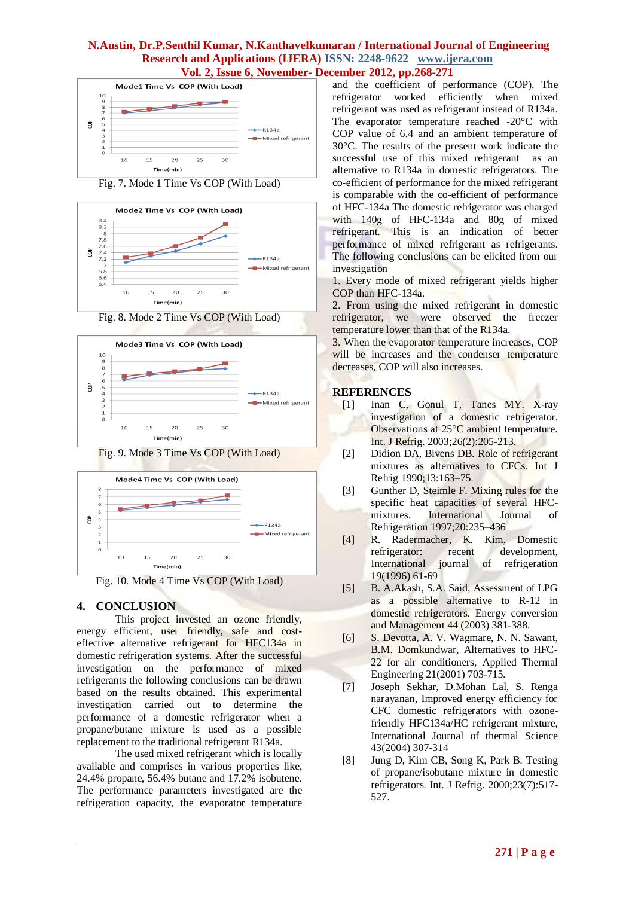Mode1 Time Vs COP (With Load)

COP

10
9
8
7
6
5
4
3
2
1
0

10 15 20 25 30

Time(min)

R134a
Mixed refrigerant

Fig. 7. Mode 1 Time Vs COP (With Load)

Mode2 Time Vs COP (With Load)

COP

8.4
8.2
8
7.8
7.6
7.4
7.2
7
6.8
6.6
6.4

10 15 20 25 30

Time(min)

R134a
Mixed refrigerant

Fig. 8. Mode 2 Time Vs COP (With Load)

Mode3 Time Vs COP (With Load)

COP

10
9
8
7
6
5
4
3
2
1
0

10 15 20 25 30

Time(min)

R134a
Mixed refrigerant

Fig. 9. Mode 3 Time Vs COP (With Load)

Mode4 Time Vs COP (With Load)

COP

8
7
6
5
4
3
2
1
0

10 15 20 25 30

Time(min)

R134a
Mixed refrigerant

Fig. 10. Mode 4 Time Vs COP (With Load)

## 4. CONCLUSION

This project invested an ozone friendly, energy efficient, user friendly, safe and cost-effective alternative refrigerant for HFC134a in domestic refrigeration systems. After the successful investigation on the performance of mixed refrigerants the following conclusions can be drawn based on the results obtained. This experimental investigation carried out to determine the performance of a domestic refrigerator when a propane/butane mixture is used as a possible replacement to the traditional refrigerant R134a.

The used mixed refrigerant which is locally available and comprises in various properties like, 24.4% propane, 56.4% butane and 17.2% isobutene. The performance parameters investigated are the refrigeration capacity, the evaporator temperature and the coefficient of performance (COP). The refrigerator worked efficiently when mixed refrigerant was used as refrigerant instead of R134a. The evaporator temperature reached -20°C with COP value of 6.4 and an ambient temperature of 30°C. The results of the present work indicate the successful use of this mixed refrigerant as an alternative to R134a in domestic refrigerators. The co-efficient of performance for the mixed refrigerant is comparable with the co-efficient of performance of HFC-134a The domestic refrigerator was charged with 140g of HFC-134a and 80g of mixed refrigerant. This is an indication of better performance of mixed refrigerant as refrigerants. The following conclusions can be elicited from our investigation

1. Every mode of mixed refrigerant yields higher COP than HFC-134a.
2. From using the mixed refrigerant in domestic refrigerator, we were observed the freezer temperature lower than that of the R134a.
3. When the evaporator temperature increases, COP will be increases and the condenser temperature decreases, COP will also increases.

## REFERENCES

[1] Inan C, Gonul T, Tanes MY. X-ray investigation of a domestic refrigerator. Observations at 25°C ambient temperature. Int. J Refrig. 2003;26(2):205-213.

[2] Didion DA, Bivens DB. Role of refrigerant mixtures as alternatives to CFCs. Int J Refrig 1990;13:163–75.

[3] Gunther D, Steimle F. Mixing rules for the specific heat capacities of several HFC-mixtures. International Journal of Refrigeration 1997;20:235–436

[4] R. Radermacher, K. Kim, Domestic refrigerator: recent development, International journal of refrigeration 19(1996) 61-69

[5] B. A.Akash, S.A. Said, Assessment of LPG as a possible alternative to R-12 in domestic refrigerators. Energy conversion and Management 44 (2003) 381-388.

[6] S. Devotta, A. V. Wagmare, N. N. Sawant, B.M. Domkundwar, Alternatives to HFC-22 for air conditioners, Applied Thermal Engineering 21(2001) 703-715.

[7] Joseph Sekhar, D.Mohan Lal, S. Renga narayanan, Improved energy efficiency for CFC domestic refrigerators with ozone-friendly HFC134a/HC refrigerant mixture, International Journal of thermal Science 43(2004) 307-314

[8] Jung D, Kim CB, Song K, Park B. Testing of propane/isobutane mixture in domestic refrigerators. Int. J Refrig. 2000;23(7):517-527.